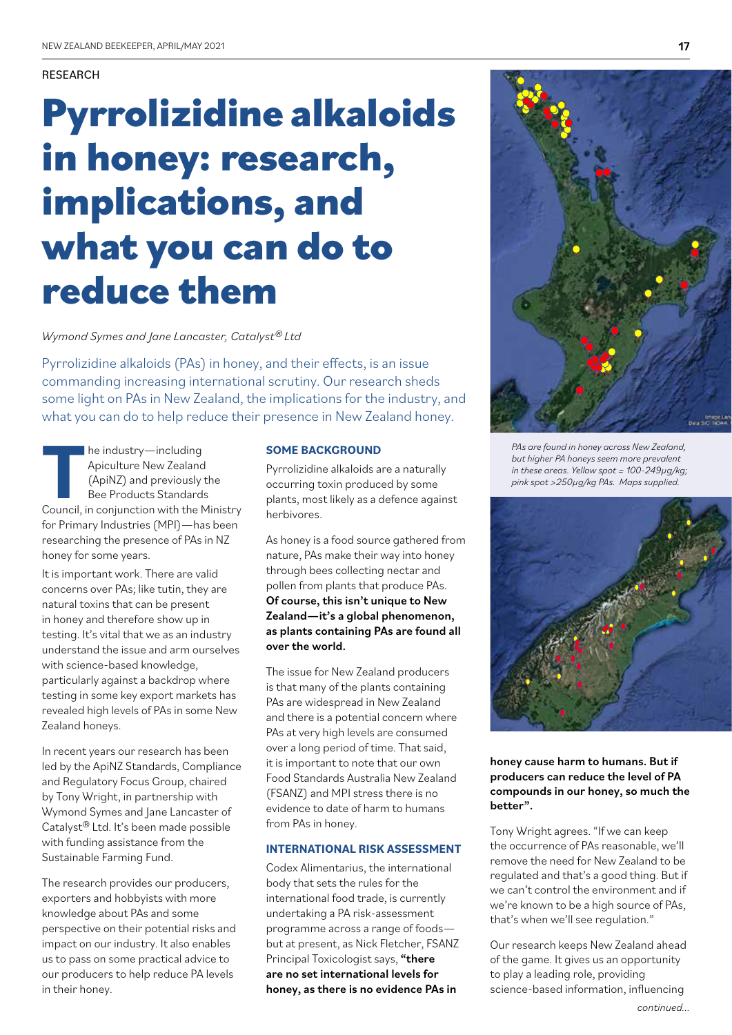RESEARCH

# Pyrrolizidine alkaloids in honey: research, implications, and what you can do to reduce them

*Wymond Symes and Jane Lancaster, Catalyst® Ltd*

Pyrrolizidine alkaloids (PAs) in honey, and their effects, is an issue commanding increasing international scrutiny. Our research sheds some light on PAs in New Zealand, the implications for the industry, and what you can do to help reduce their presence in New Zealand honey.

The industry—including Apiculture New Zealand (ApiNZ) and previously the Bee Products Standards Council, in conjunction with the Ministry for Primary Industries (MPI)—has been researching the presence of PAs in NZ honey for some years.

It is important work. There are valid concerns over PAs; like tutin, they are natural toxins that can be present in honey and therefore show up in testing. It's vital that we as an industry understand the issue and arm ourselves with science-based knowledge, particularly against a backdrop where testing in some key export markets has revealed high levels of PAs in some New Zealand honeys.

In recent years our research has been led by the ApiNZ Standards, Compliance and Regulatory Focus Group, chaired by Tony Wright, in partnership with Wymond Symes and Jane Lancaster of Catalyst® Ltd. It's been made possible with funding assistance from the Sustainable Farming Fund.

The research provides our producers, exporters and hobbyists with more knowledge about PAs and some perspective on their potential risks and impact on our industry. It also enables us to pass on some practical advice to our producers to help reduce PA levels in their honey.

## SOME BACKGROUND

Pyrrolizidine alkaloids are a naturally occurring toxin produced by some plants, most likely as a defence against herbivores.

As honey is a food source gathered from nature, PAs make their way into honey through bees collecting nectar and pollen from plants that produce PAs. **Of course, this isn't unique to New Zealand—it's a global phenomenon, as plants containing PAs are found all over the world.**

The issue for New Zealand producers is that many of the plants containing PAs are widespread in New Zealand and there is a potential concern where PAs at very high levels are consumed over a long period of time. That said, it is important to note that our own Food Standards Australia New Zealand (FSANZ) and MPI stress there is no evidence to date of harm to humans from PAs in honey.

## INTERNATIONAL RISK ASSESSMENT

Codex Alimentarius, the international body that sets the rules for the international food trade, is currently undertaking a PA risk-assessment programme across a range of foods—but at present, as Nick Fletcher, FSANZ Principal Toxicologist says, **"there are no set international levels for honey, as there is no evidence PAs in honey cause harm to humans. But if producers can reduce the level of PA compounds in our honey, so much the better".**

*PAs are found in honey across New Zealand, but higher PA honeys seem more prevalent in these areas. Yellow spot = 100-249µg/kg; pink spot >250µg/kg PAs. Maps supplied.*

Tony Wright agrees. "If we can keep the occurrence of PAs reasonable, we'll remove the need for New Zealand to be regulated and that's a good thing. But if we can't control the environment and if we're known to be a high source of PAs, that's when we'll see regulation."

Our research keeps New Zealand ahead of the game. It gives us an opportunity to play a leading role, providing science-based information, influencing

*continued...*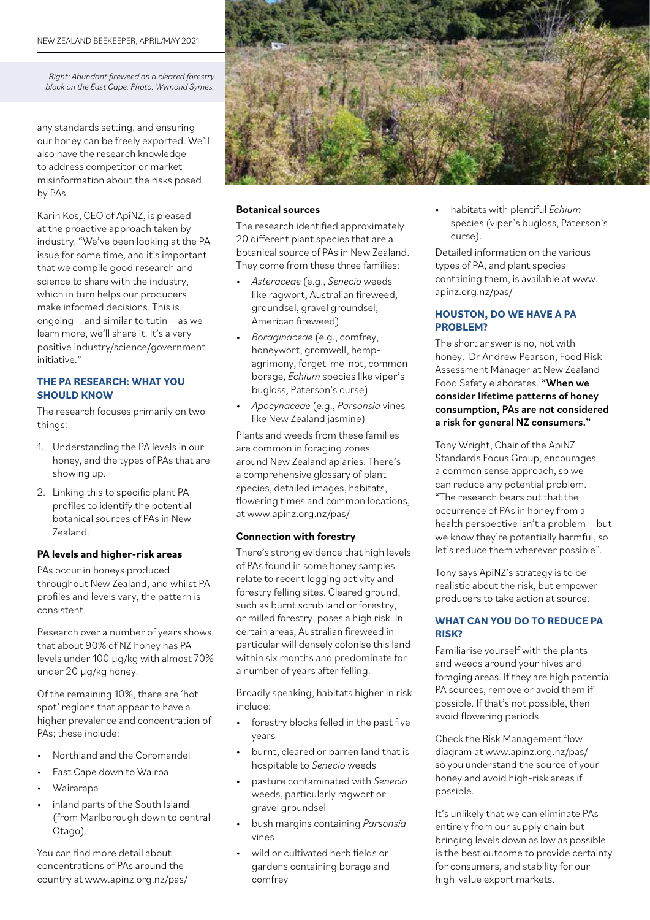*Right: Abundant fireweed on a cleared forestry block on the East Cape. Photo: Wymond Symes.*

any standards setting, and ensuring our honey can be freely exported. We'll also have the research knowledge to address competitor or market misinformation about the risks posed by PAs.

Karin Kos, CEO of ApiNZ, is pleased at the proactive approach taken by industry. "We've been looking at the PA issue for some time, and it's important that we compile good research and science to share with the industry, which in turn helps our producers make informed decisions. This is ongoing—and similar to tutin—as we learn more, we'll share it. It's a very positive industry/science/government initiative."

## THE PA RESEARCH: WHAT YOU SHOULD KNOW

The research focuses primarily on two things:

1. Understanding the PA levels in our honey, and the types of PAs that are showing up.
2. Linking this to specific plant PA profiles to identify the potential botanical sources of PAs in New Zealand.

### PA levels and higher-risk areas

PAs occur in honeys produced throughout New Zealand, and whilst PA profiles and levels vary, the pattern is consistent.

Research over a number of years shows that about 90% of NZ honey has PA levels under 100 µg/kg with almost 70% under 20 µg/kg honey.

Of the remaining 10%, there are 'hot spot' regions that appear to have a higher prevalence and concentration of PAs; these include:

- Northland and the Coromandel
- East Cape down to Wairoa
- Wairarapa
- inland parts of the South Island (from Marlborough down to central Otago).

You can find more detail about concentrations of PAs around the country at www.apinz.org.nz/pas/

### Botanical sources

The research identified approximately 20 different plant species that are a botanical source of PAs in New Zealand. They come from these three families:

- *Asteraceae* (e.g., *Senecio* weeds like ragwort, Australian fireweed, groundsel, gravel groundsel, American fireweed)
- *Boraginaceae* (e.g., comfrey, honeywort, gromwell, hemp-agrimony, forget-me-not, common borage, *Echium* species like viper's bugloss, Paterson's curse)
- *Apocynaceae* (e.g., *Parsonsia* vines like New Zealand jasmine)

Plants and weeds from these families are common in foraging zones around New Zealand apiaries. There's a comprehensive glossary of plant species, detailed images, habitats, flowering times and common locations, at www.apinz.org.nz/pas/

### Connection with forestry

There's strong evidence that high levels of PAs found in some honey samples relate to recent logging activity and forestry felling sites. Cleared ground, such as burnt scrub land or forestry, or milled forestry, poses a high risk. In certain areas, Australian fireweed in particular will densely colonise this land within six months and predominate for a number of years after felling.

Broadly speaking, habitats higher in risk include:

- forestry blocks felled in the past five years
- burnt, cleared or barren land that is hospitable to *Senecio* weeds
- pasture contaminated with *Senecio* weeds, particularly ragwort or gravel groundsel
- bush margins containing *Parsonsia* vines
- wild or cultivated herb fields or gardens containing borage and comfrey
- habitats with plentiful *Echium* species (viper's bugloss, Paterson's curse).

Detailed information on the various types of PA, and plant species containing them, is available at www.apinz.org.nz/pas/

## HOUSTON, DO WE HAVE A PA PROBLEM?

The short answer is no, not with honey. Dr Andrew Pearson, Food Risk Assessment Manager at New Zealand Food Safety elaborates. **"When we consider lifetime patterns of honey consumption, PAs are not considered a risk for general NZ consumers."**

Tony Wright, Chair of the ApiNZ Standards Focus Group, encourages a common sense approach, so we can reduce any potential problem. "The research bears out that the occurrence of PAs in honey from a health perspective isn't a problem—but we know they're potentially harmful, so let's reduce them wherever possible".

Tony says ApiNZ's strategy is to be realistic about the risk, but empower producers to take action at source.

## WHAT CAN YOU DO TO REDUCE PA RISK?

Familiarise yourself with the plants and weeds around your hives and foraging areas. If they are high potential PA sources, remove or avoid them if possible. If that's not possible, then avoid flowering periods.

Check the Risk Management flow diagram at www.apinz.org.nz/pas/ so you understand the source of your honey and avoid high-risk areas if possible.

It's unlikely that we can eliminate PAs entirely from our supply chain but bringing levels down as low as possible is the best outcome to provide certainty for consumers, and stability for our high-value export markets.